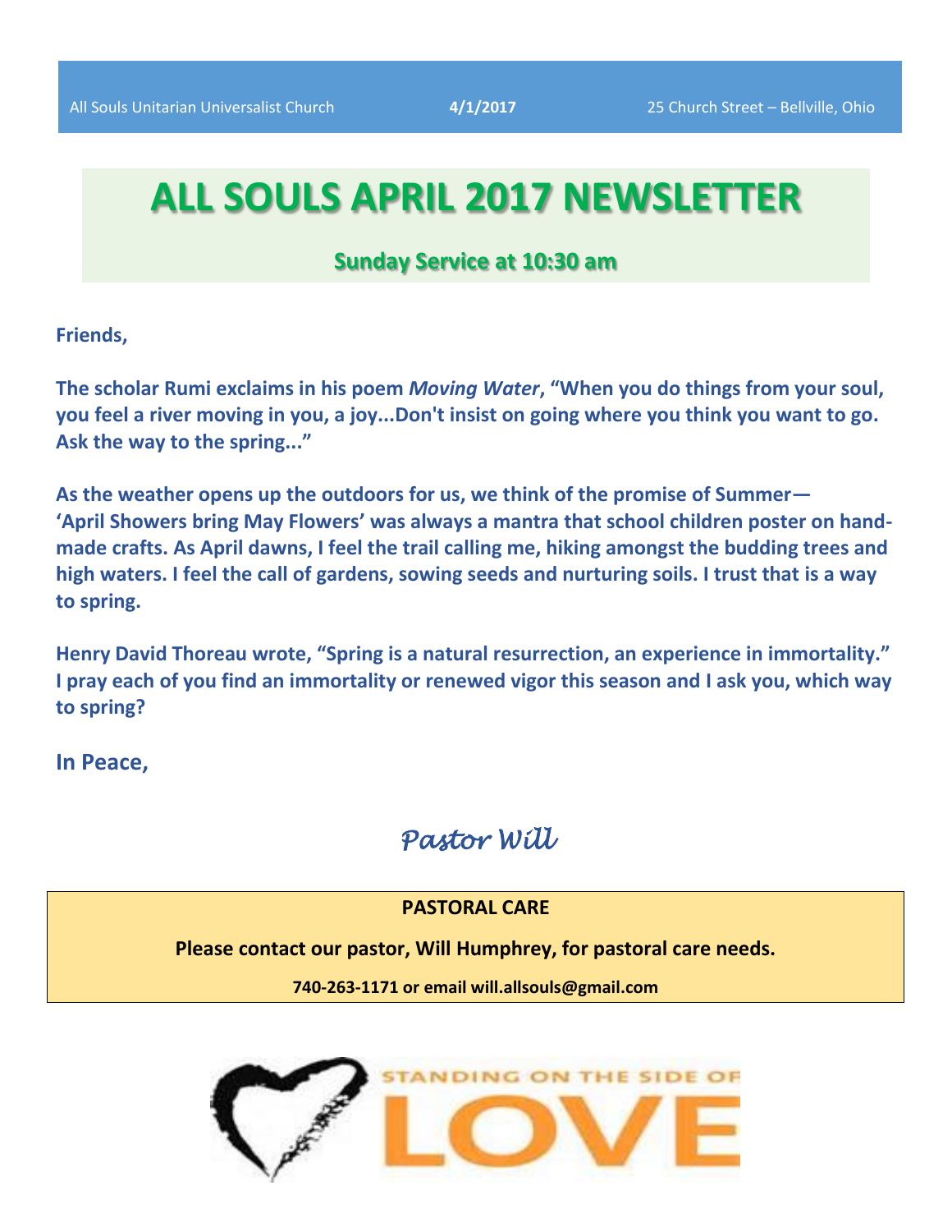All Souls Unitarian Universalist Church **4/1/2017** 25 Church Street – Bellville, Ohio

# ALL SOULS APRIL 2017 NEWSLETTER

**Sunday Service at 10:30 am**

**Friends,**

**The scholar Rumi exclaims in his poem *Moving Water*, "When you do things from your soul, you feel a river moving in you, a joy...Don't insist on going where you think you want to go. Ask the way to the spring..."**

**As the weather opens up the outdoors for us, we think of the promise of Summer— 'April Showers bring May Flowers' was always a mantra that school children poster on hand-made crafts. As April dawns, I feel the trail calling me, hiking amongst the budding trees and high waters. I feel the call of gardens, sowing seeds and nurturing soils. I trust that is a way to spring.**

**Henry David Thoreau wrote, "Spring is a natural resurrection, an experience in immortality." I pray each of you find an immortality or renewed vigor this season and I ask you, which way to spring?**

**In Peace,**

*Pastor Will*

**PASTORAL CARE**

**Please contact our pastor, Will Humphrey, for pastoral care needs.**

**740-263-1171 or email will.allsouls@gmail.com**

STANDING ON THE SIDE OF LOVE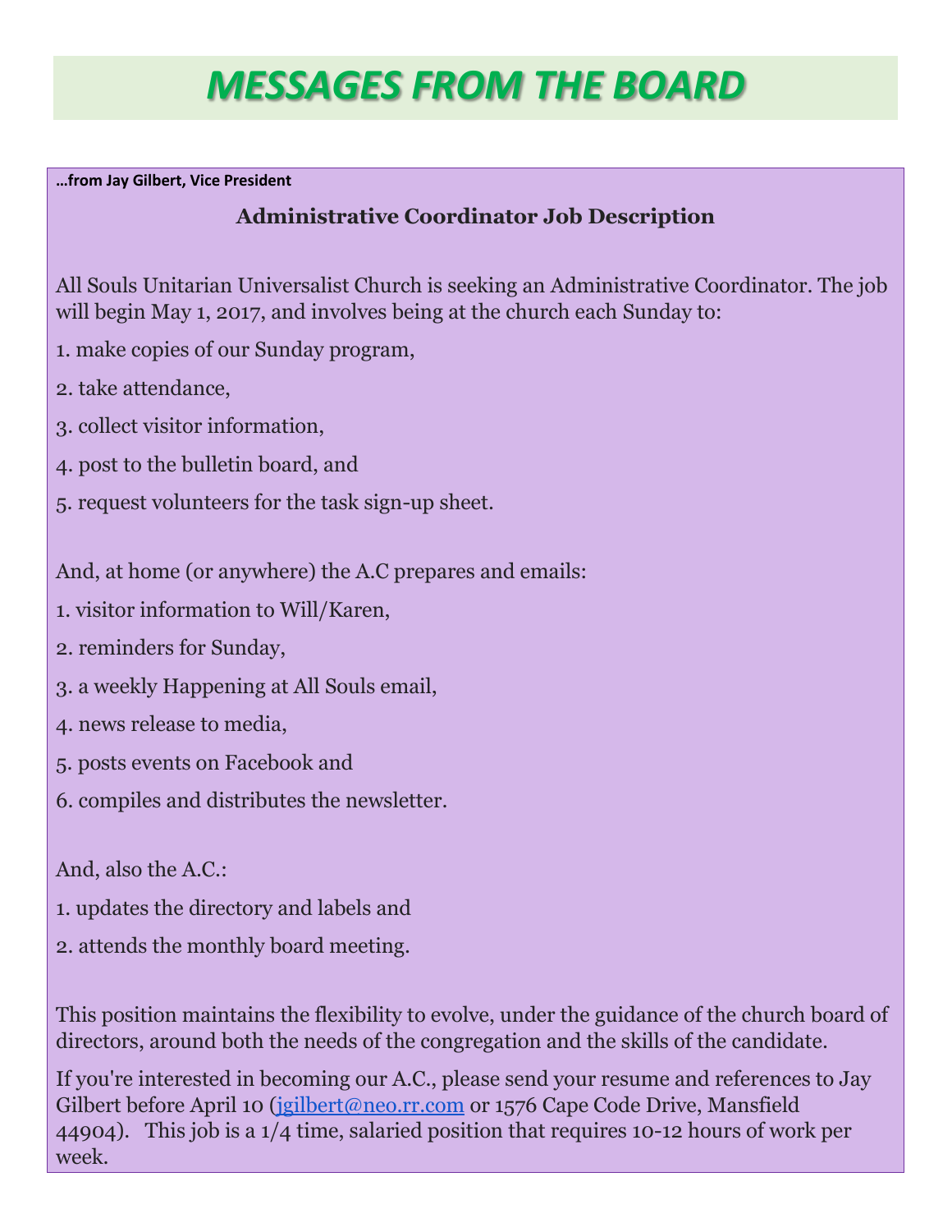# MESSAGES FROM THE BOARD

**…from Jay Gilbert, Vice President**

### Administrative Coordinator Job Description

All Souls Unitarian Universalist Church is seeking an Administrative Coordinator. The job will begin May 1, 2017, and involves being at the church each Sunday to:

1. make copies of our Sunday program,
2. take attendance,
3. collect visitor information,
4. post to the bulletin board, and
5. request volunteers for the task sign-up sheet.

And, at home (or anywhere) the A.C prepares and emails:

1. visitor information to Will/Karen,
2. reminders for Sunday,
3. a weekly Happening at All Souls email,
4. news release to media,
5. posts events on Facebook and
6. compiles and distributes the newsletter.

And, also the A.C.:

1. updates the directory and labels and
2. attends the monthly board meeting.

This position maintains the flexibility to evolve, under the guidance of the church board of directors, around both the needs of the congregation and the skills of the candidate.

If you're interested in becoming our A.C., please send your resume and references to Jay Gilbert before April 10 (jgilbert@neo.rr.com or 1576 Cape Code Drive, Mansfield 44904). This job is a 1/4 time, salaried position that requires 10-12 hours of work per week.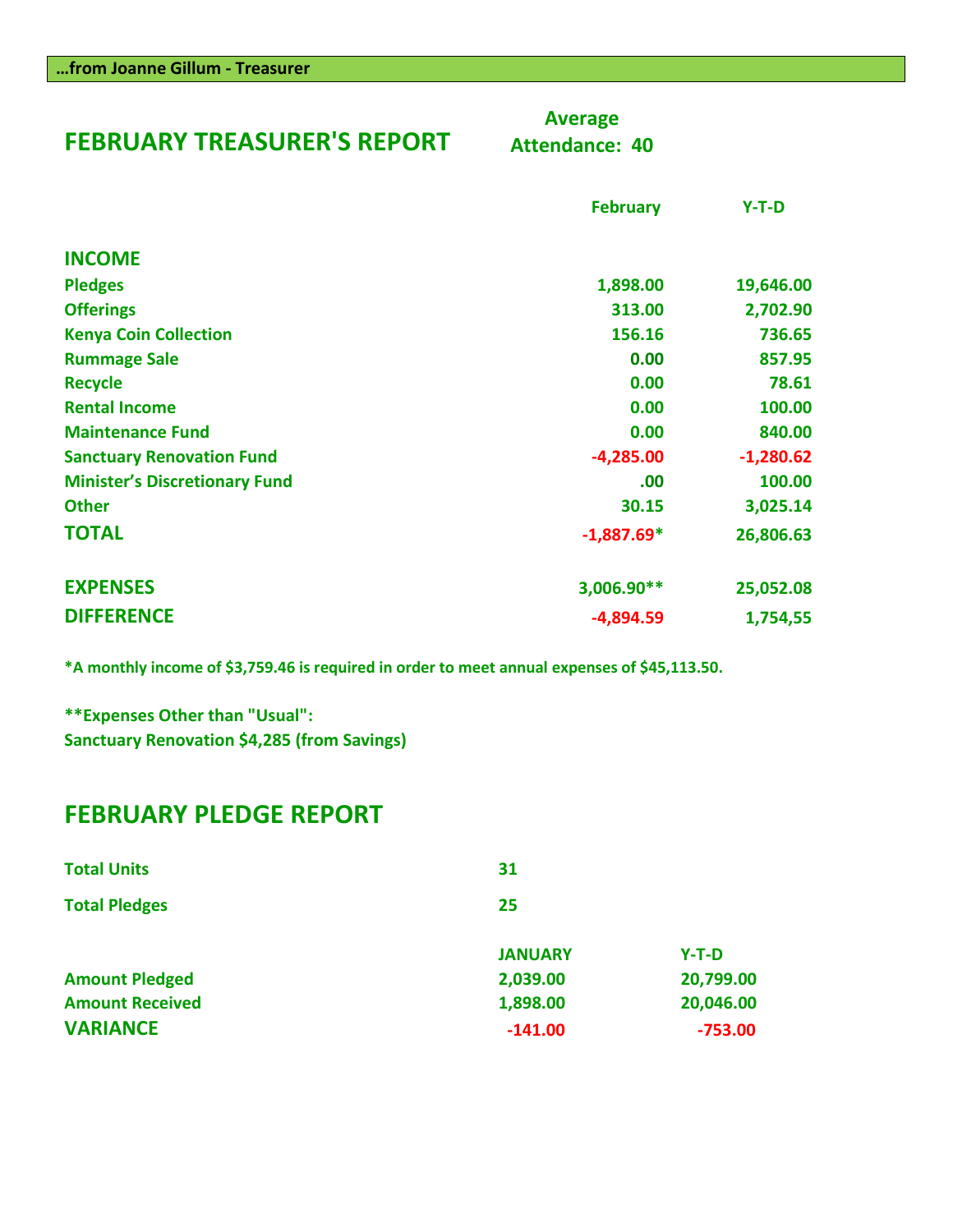**…from Joanne Gillum - Treasurer**

## FEBRUARY TREASURER'S REPORT

**Average Attendance: 40**

| | February | Y-T-D |
|---|---|---|
| **INCOME** | | |
| Pledges | 1,898.00 | 19,646.00 |
| Offerings | 313.00 | 2,702.90 |
| Kenya Coin Collection | 156.16 | 736.65 |
| Rummage Sale | 0.00 | 857.95 |
| Recycle | 0.00 | 78.61 |
| Rental Income | 0.00 | 100.00 |
| Maintenance Fund | 0.00 | 840.00 |
| Sanctuary Renovation Fund | -4,285.00 | -1,280.62 |
| Minister's Discretionary Fund | .00 | 100.00 |
| Other | 30.15 | 3,025.14 |
| **TOTAL** | -1,887.69* | 26,806.63 |
| **EXPENSES** | 3,006.90** | 25,052.08 |
| **DIFFERENCE** | -4,894.59 | 1,754,55 |

*A monthly income of $3,759.46 is required in order to meet annual expenses of $45,113.50.

**Expenses Other than "Usual":
Sanctuary Renovation $4,285 (from Savings)

## FEBRUARY PLEDGE REPORT

| | | |
|---|---|---|
| Total Units | 31 | |
| Total Pledges | 25 | |
| | **JANUARY** | **Y-T-D** |
| Amount Pledged | 2,039.00 | 20,799.00 |
| Amount Received | 1,898.00 | 20,046.00 |
| **VARIANCE** | -141.00 | -753.00 |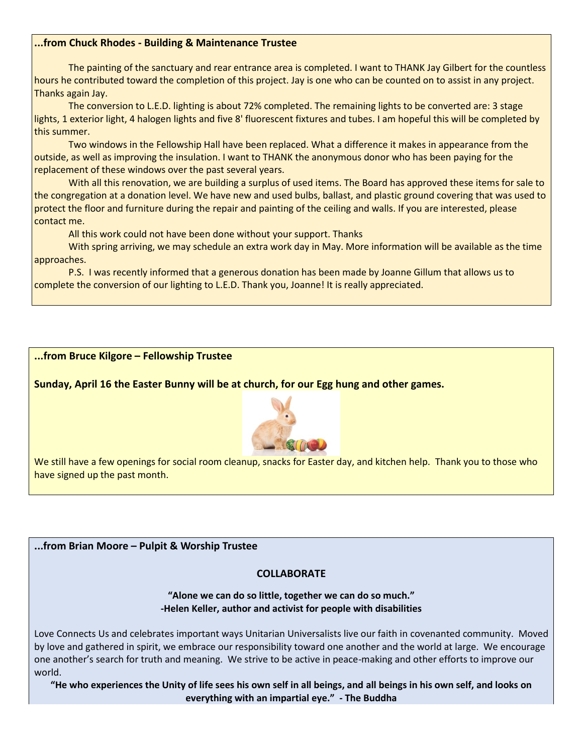**...from Chuck Rhodes - Building & Maintenance Trustee**

The painting of the sanctuary and rear entrance area is completed. I want to THANK Jay Gilbert for the countless hours he contributed toward the completion of this project. Jay is one who can be counted on to assist in any project. Thanks again Jay.

The conversion to L.E.D. lighting is about 72% completed. The remaining lights to be converted are: 3 stage lights, 1 exterior light, 4 halogen lights and five 8' fluorescent fixtures and tubes. I am hopeful this will be completed by this summer.

Two windows in the Fellowship Hall have been replaced. What a difference it makes in appearance from the outside, as well as improving the insulation. I want to THANK the anonymous donor who has been paying for the replacement of these windows over the past several years.

With all this renovation, we are building a surplus of used items. The Board has approved these items for sale to the congregation at a donation level. We have new and used bulbs, ballast, and plastic ground covering that was used to protect the floor and furniture during the repair and painting of the ceiling and walls. If you are interested, please contact me.

All this work could not have been done without your support. Thanks

With spring arriving, we may schedule an extra work day in May. More information will be available as the time approaches.

P.S. I was recently informed that a generous donation has been made by Joanne Gillum that allows us to complete the conversion of our lighting to L.E.D. Thank you, Joanne! It is really appreciated.

**...from Bruce Kilgore – Fellowship Trustee**

**Sunday, April 16 the Easter Bunny will be at church, for our Egg hung and other games.**

We still have a few openings for social room cleanup, snacks for Easter day, and kitchen help. Thank you to those who have signed up the past month.

**...from Brian Moore – Pulpit & Worship Trustee**

**COLLABORATE**

**"Alone we can do so little, together we can do so much."**
**-Helen Keller, author and activist for people with disabilities**

Love Connects Us and celebrates important ways Unitarian Universalists live our faith in covenanted community. Moved by love and gathered in spirit, we embrace our responsibility toward one another and the world at large. We encourage one another's search for truth and meaning. We strive to be active in peace-making and other efforts to improve our world.

**"He who experiences the Unity of life sees his own self in all beings, and all beings in his own self, and looks on everything with an impartial eye." - The Buddha**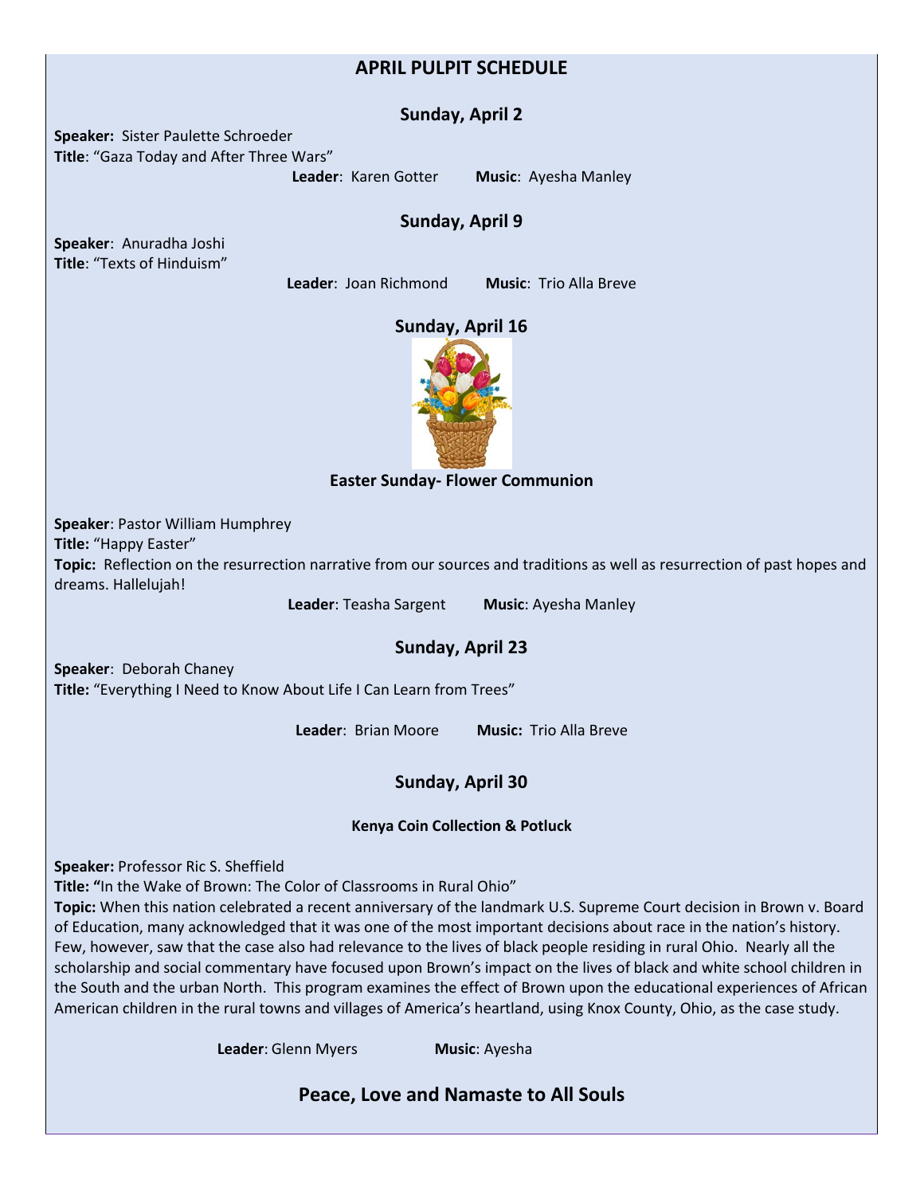# APRIL PULPIT SCHEDULE

## Sunday, April 2

**Speaker:** Sister Paulette Schroeder
**Title**: "Gaza Today and After Three Wars"

**Leader**: Karen Gotter **Music**: Ayesha Manley

## Sunday, April 9

**Speaker**: Anuradha Joshi
**Title**: "Texts of Hinduism"

**Leader**: Joan Richmond **Music**: Trio Alla Breve

## Sunday, April 16

**Easter Sunday- Flower Communion**

**Speaker**: Pastor William Humphrey
**Title:** "Happy Easter"
**Topic:** Reflection on the resurrection narrative from our sources and traditions as well as resurrection of past hopes and dreams. Hallelujah!

**Leader**: Teasha Sargent **Music**: Ayesha Manley

## Sunday, April 23

**Speaker**: Deborah Chaney
**Title:** "Everything I Need to Know About Life I Can Learn from Trees"

**Leader**: Brian Moore **Music:** Trio Alla Breve

## Sunday, April 30

**Kenya Coin Collection & Potluck**

**Speaker:** Professor Ric S. Sheffield
**Title: "**In the Wake of Brown: The Color of Classrooms in Rural Ohio"
**Topic:** When this nation celebrated a recent anniversary of the landmark U.S. Supreme Court decision in Brown v. Board of Education, many acknowledged that it was one of the most important decisions about race in the nation's history. Few, however, saw that the case also had relevance to the lives of black people residing in rural Ohio. Nearly all the scholarship and social commentary have focused upon Brown's impact on the lives of black and white school children in the South and the urban North. This program examines the effect of Brown upon the educational experiences of African American children in the rural towns and villages of America's heartland, using Knox County, Ohio, as the case study.

**Leader**: Glenn Myers **Music**: Ayesha

## Peace, Love and Namaste to All Souls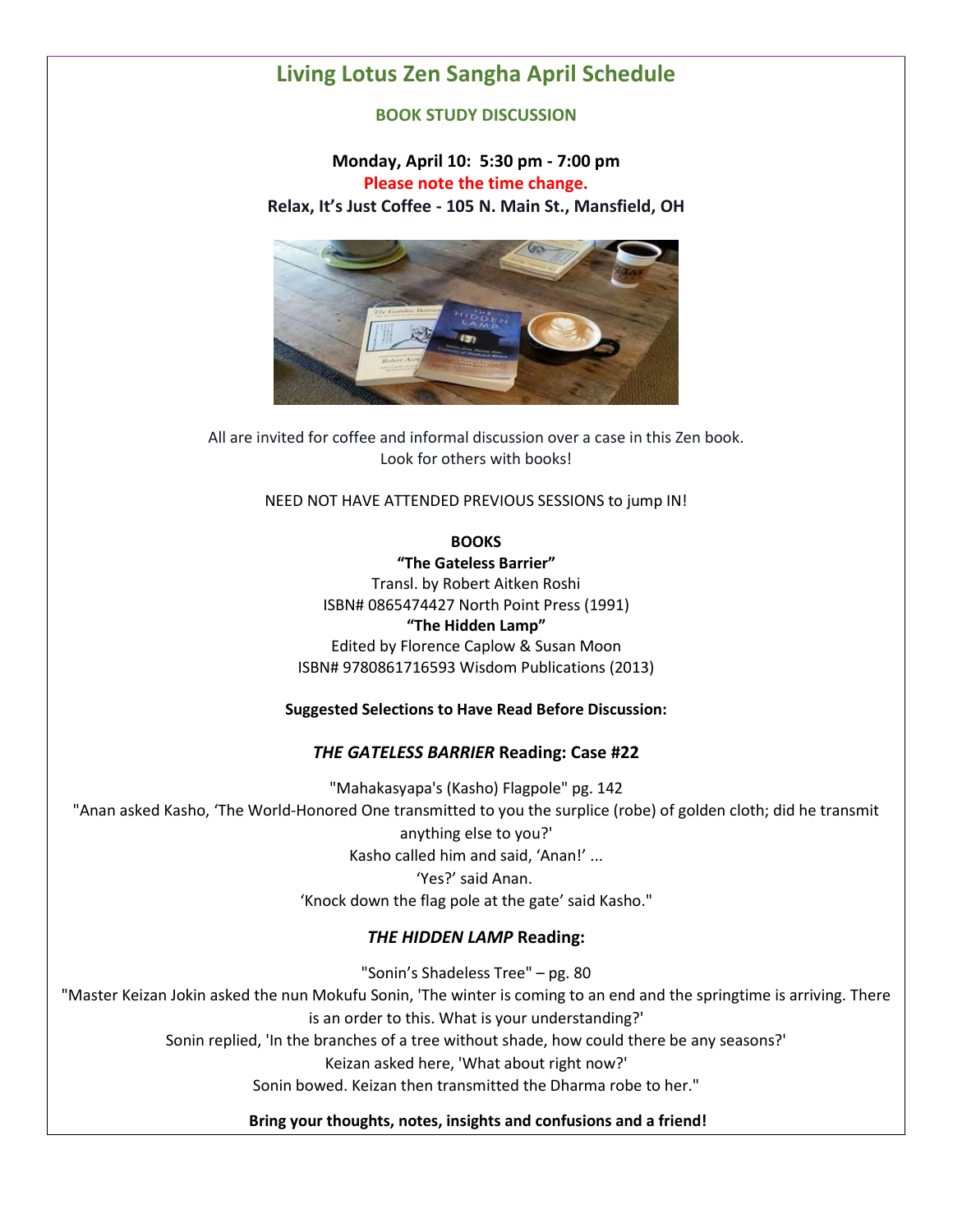# Living Lotus Zen Sangha April Schedule

## BOOK STUDY DISCUSSION

**Monday, April 10: 5:30 pm - 7:00 pm**

**Please note the time change.**

**Relax, It's Just Coffee - 105 N. Main St., Mansfield, OH**

All are invited for coffee and informal discussion over a case in this Zen book.
Look for others with books!

NEED NOT HAVE ATTENDED PREVIOUS SESSIONS to jump IN!

**BOOKS**

**"The Gateless Barrier"**
Transl. by Robert Aitken Roshi
ISBN# 0865474427 North Point Press (1991)

**"The Hidden Lamp"**
Edited by Florence Caplow & Susan Moon
ISBN# 9780861716593 Wisdom Publications (2013)

**Suggested Selections to Have Read Before Discussion:**

### *THE GATELESS BARRIER* Reading: Case #22

"Mahakasyapa's (Kasho) Flagpole" pg. 142

"Anan asked Kasho, 'The World-Honored One transmitted to you the surplice (robe) of golden cloth; did he transmit anything else to you?'
Kasho called him and said, 'Anan!' ...
'Yes?' said Anan.
'Knock down the flag pole at the gate' said Kasho."

### *THE HIDDEN LAMP* Reading:

"Sonin's Shadeless Tree" – pg. 80

"Master Keizan Jokin asked the nun Mokufu Sonin, 'The winter is coming to an end and the springtime is arriving. There is an order to this. What is your understanding?'
Sonin replied, 'In the branches of a tree without shade, how could there be any seasons?'
Keizan asked here, 'What about right now?'
Sonin bowed. Keizan then transmitted the Dharma robe to her."

**Bring your thoughts, notes, insights and confusions and a friend!**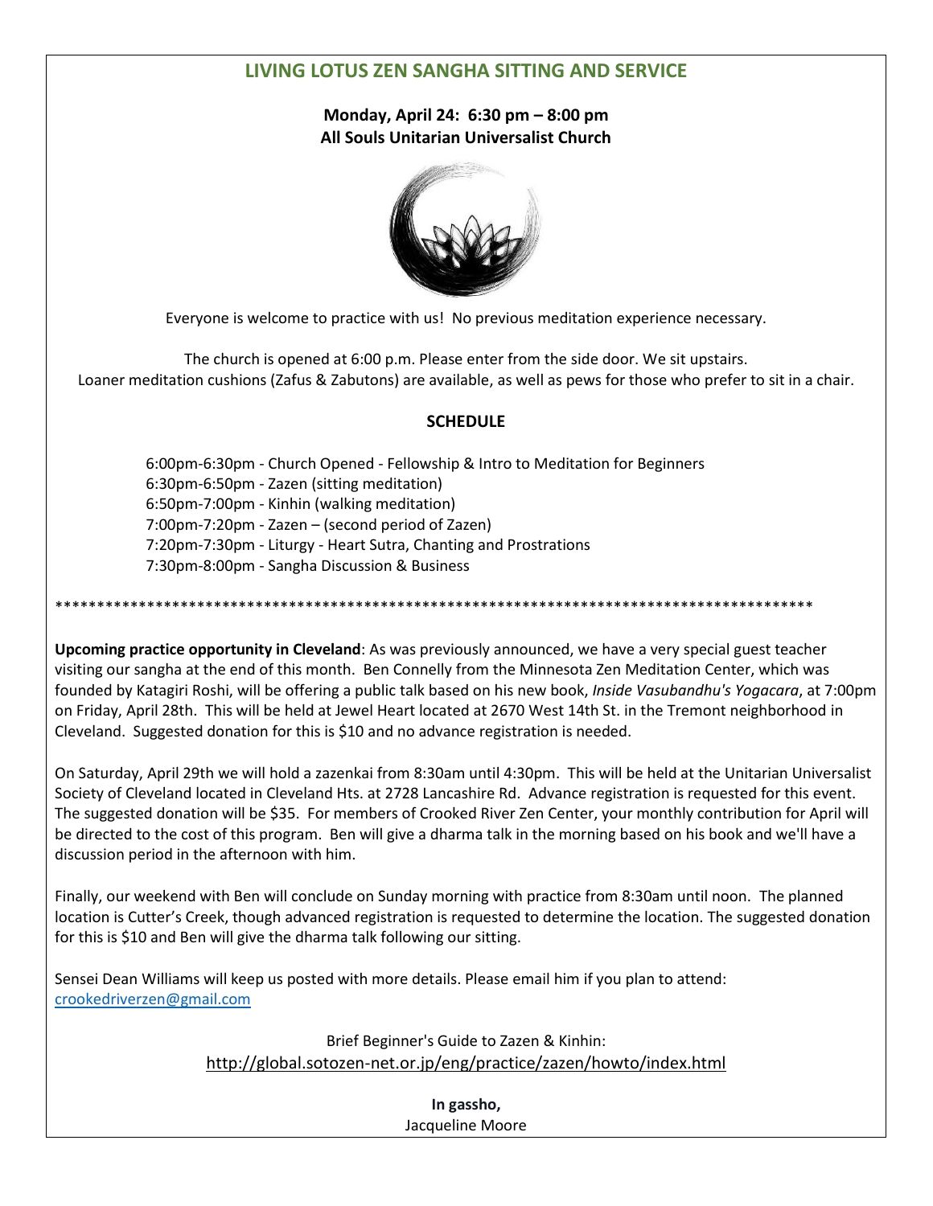## LIVING LOTUS ZEN SANGHA SITTING AND SERVICE

**Monday, April 24: 6:30 pm – 8:00 pm**
**All Souls Unitarian Universalist Church**

Everyone is welcome to practice with us! No previous meditation experience necessary.

The church is opened at 6:00 p.m. Please enter from the side door. We sit upstairs.
Loaner meditation cushions (Zafus & Zabutons) are available, as well as pews for those who prefer to sit in a chair.

### SCHEDULE

6:00pm-6:30pm - Church Opened - Fellowship & Intro to Meditation for Beginners
6:30pm-6:50pm - Zazen (sitting meditation)
6:50pm-7:00pm - Kinhin (walking meditation)
7:00pm-7:20pm - Zazen – (second period of Zazen)
7:20pm-7:30pm - Liturgy - Heart Sutra, Chanting and Prostrations
7:30pm-8:00pm - Sangha Discussion & Business

*****************************************************************************************

**Upcoming practice opportunity in Cleveland**: As was previously announced, we have a very special guest teacher visiting our sangha at the end of this month. Ben Connelly from the Minnesota Zen Meditation Center, which was founded by Katagiri Roshi, will be offering a public talk based on his new book, *Inside Vasubandhu's Yogacara*, at 7:00pm on Friday, April 28th. This will be held at Jewel Heart located at 2670 West 14th St. in the Tremont neighborhood in Cleveland. Suggested donation for this is $10 and no advance registration is needed.

On Saturday, April 29th we will hold a zazenkai from 8:30am until 4:30pm. This will be held at the Unitarian Universalist Society of Cleveland located in Cleveland Hts. at 2728 Lancashire Rd. Advance registration is requested for this event. The suggested donation will be $35. For members of Crooked River Zen Center, your monthly contribution for April will be directed to the cost of this program. Ben will give a dharma talk in the morning based on his book and we'll have a discussion period in the afternoon with him.

Finally, our weekend with Ben will conclude on Sunday morning with practice from 8:30am until noon. The planned location is Cutter's Creek, though advanced registration is requested to determine the location. The suggested donation for this is $10 and Ben will give the dharma talk following our sitting.

Sensei Dean Williams will keep us posted with more details. Please email him if you plan to attend: crookedriverzen@gmail.com

Brief Beginner's Guide to Zazen & Kinhin:
http://global.sotozen-net.or.jp/eng/practice/zazen/howto/index.html

**In gassho,**
Jacqueline Moore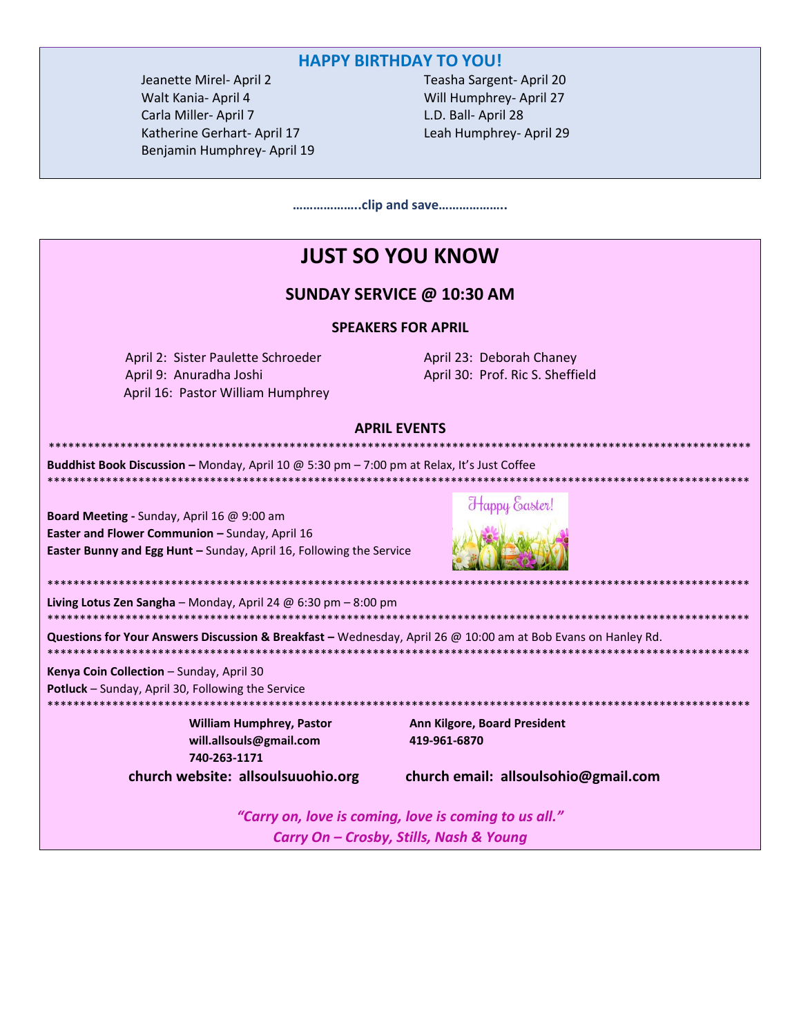## HAPPY BIRTHDAY TO YOU!

Jeanette Mirel- April 2
Walt Kania- April 4
Carla Miller- April 7
Katherine Gerhart- April 17
Benjamin Humphrey- April 19
Teasha Sargent- April 20
Will Humphrey- April 27
L.D. Ball- April 28
Leah Humphrey- April 29

**………………..clip and save………………..**

# JUST SO YOU KNOW

## SUNDAY SERVICE @ 10:30 AM

### SPEAKERS FOR APRIL

April 2: Sister Paulette Schroeder
April 9: Anuradha Joshi
April 16: Pastor William Humphrey
April 23: Deborah Chaney
April 30: Prof. Ric S. Sheffield

### APRIL EVENTS

****************************************************************************************************************

**Buddhist Book Discussion –** Monday, April 10 @ 5:30 pm – 7:00 pm at Relax, It's Just Coffee

****************************************************************************************************************

**Board Meeting -** Sunday, April 16 @ 9:00 am
**Easter and Flower Communion –** Sunday, April 16
**Easter Bunny and Egg Hunt –** Sunday, April 16, Following the Service

Happy Easter!

****************************************************************************************************************

**Living Lotus Zen Sangha** – Monday, April 24 @ 6:30 pm – 8:00 pm

****************************************************************************************************************

**Questions for Your Answers Discussion & Breakfast –** Wednesday, April 26 @ 10:00 am at Bob Evans on Hanley Rd.

****************************************************************************************************************

**Kenya Coin Collection** – Sunday, April 30
**Potluck** – Sunday, April 30, Following the Service

****************************************************************************************************************

**William Humphrey, Pastor**
**will.allsouls@gmail.com**
**740-263-1171**

**Ann Kilgore, Board President**
**419-961-6870**

**church website: allsoulsuuohio.org**

**church email: allsoulsohio@gmail.com**

***"Carry on, love is coming, love is coming to us all."***
***Carry On – Crosby, Stills, Nash & Young***